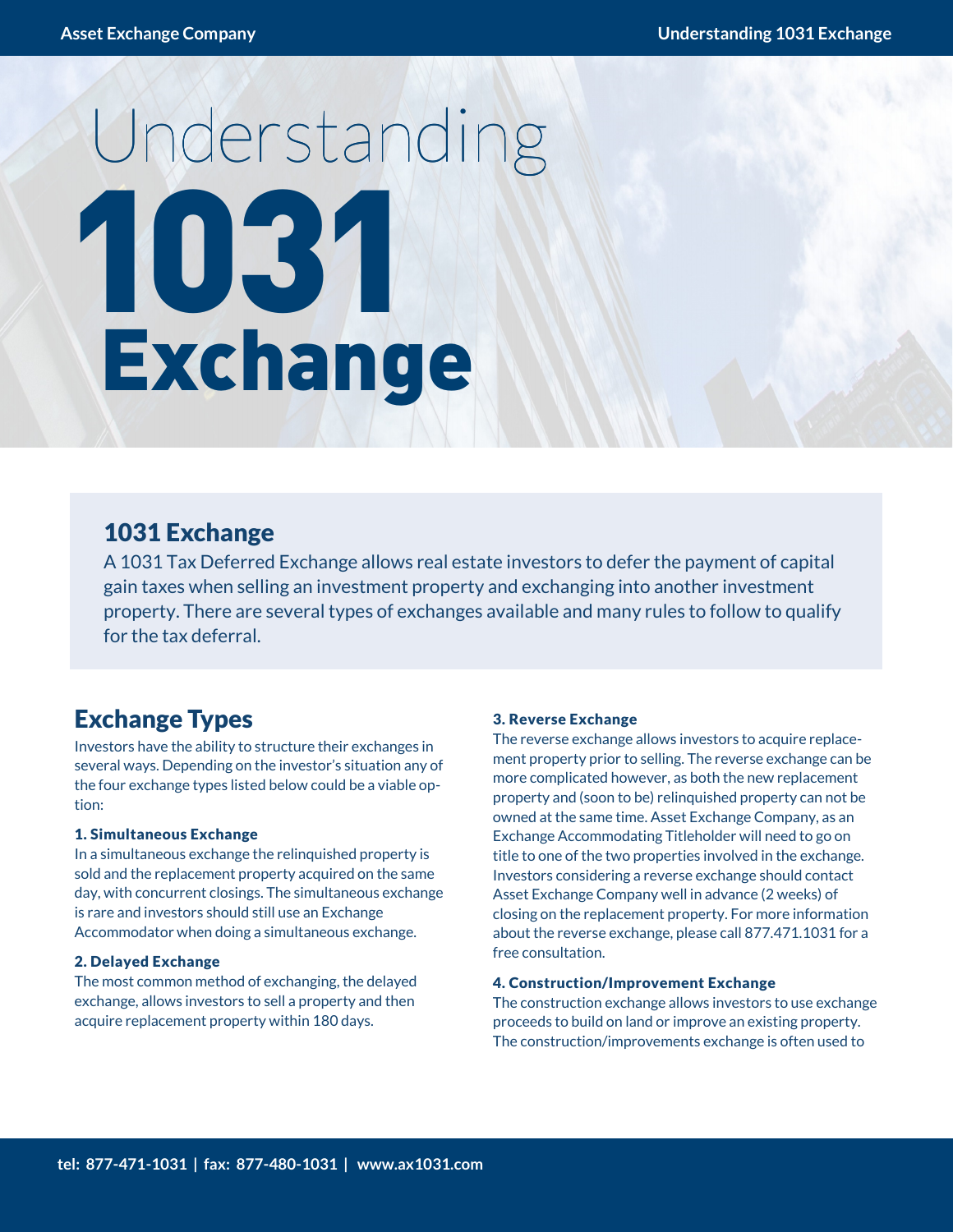# Understanding 1031 Exchange

## 1031 Exchange

A 1031 Tax Deferred Exchange allows real estate investors to defer the payment of capital gain taxes when selling an investment property and exchanging into another investment property. There are several types of exchanges available and many rules to follow to qualify for the tax deferral.

## Exchange Types

Investors have the ability to structure their exchanges in several ways. Depending on the investor's situation any of the four exchange types listed below could be a viable option:

### 1. Simultaneous Exchange

In a simultaneous exchange the relinquished property is sold and the replacement property acquired on the same day, with concurrent closings. The simultaneous exchange is rare and investors should still use an Exchange Accommodator when doing a simultaneous exchange.

### 2. Delayed Exchange

The most common method of exchanging, the delayed exchange, allows investors to sell a property and then acquire replacement property within 180 days.

### 3. Reverse Exchange

The reverse exchange allows investors to acquire replacement property prior to selling. The reverse exchange can be more complicated however, as both the new replacement property and (soon to be) relinquished property can not be owned at the same time. Asset Exchange Company, as an Exchange Accommodating Titleholder will need to go on title to one of the two properties involved in the exchange. Investors considering a reverse exchange should contact Asset Exchange Company well in advance (2 weeks) of closing on the replacement property. For more information about the reverse exchange, please call 877.471.1031 for a free consultation.

### 4. Construction/Improvement Exchange

The construction exchange allows investors to use exchange proceeds to build on land or improve an existing property. The construction/improvements exchange is often used to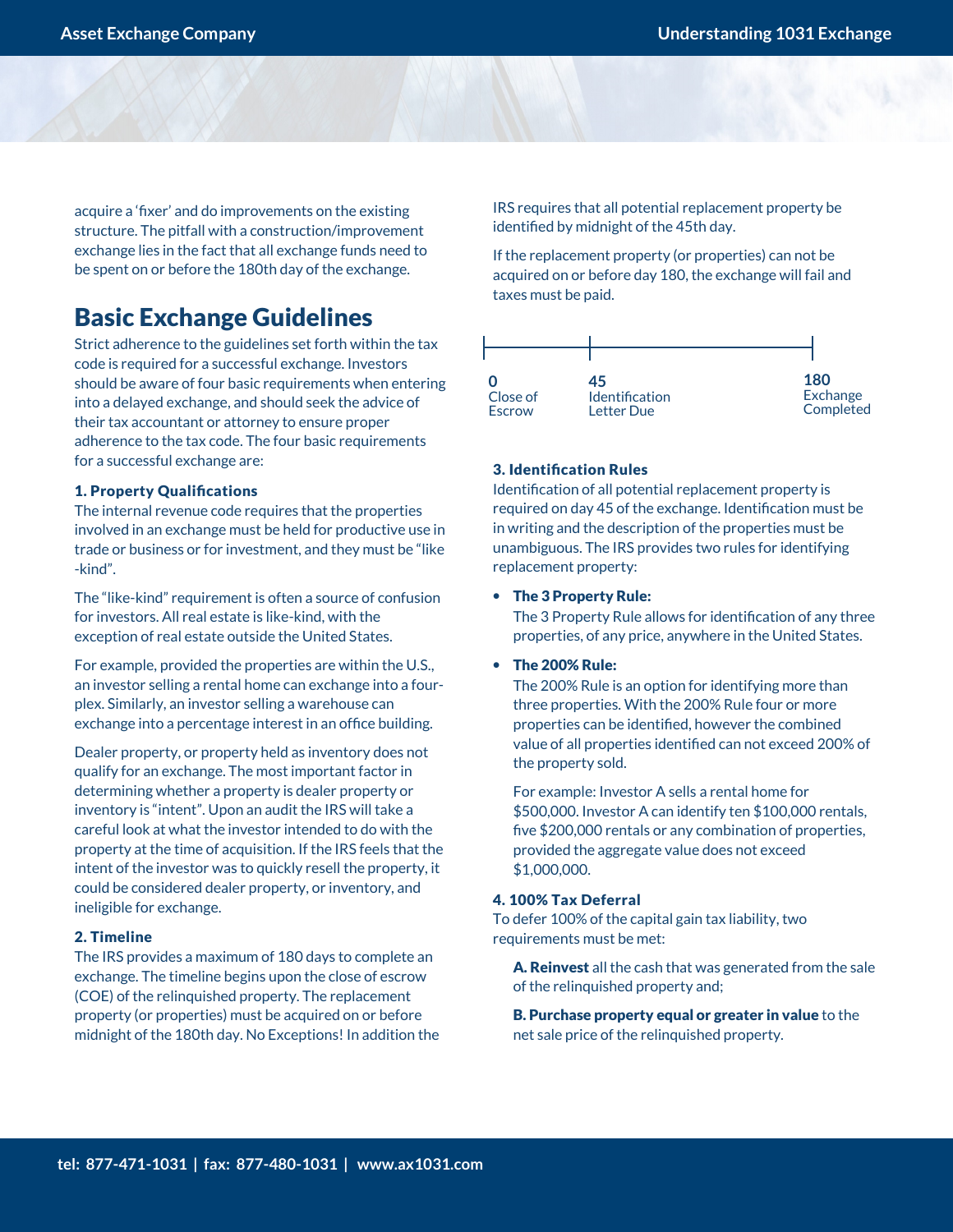acquire a 'fixer' and do improvements on the existing structure. The pitfall with a construction/improvement exchange lies in the fact that all exchange funds need to be spent on or before the 180th day of the exchange.

## Basic Exchange Guidelines

Strict adherence to the guidelines set forth within the tax code is required for a successful exchange. Investors should be aware of four basic requirements when entering into a delayed exchange, and should seek the advice of their tax accountant or attorney to ensure proper adherence to the tax code. The four basic requirements for a successful exchange are:

### 1. Property Qualifications

The internal revenue code requires that the properties involved in an exchange must be held for productive use in trade or business or for investment, and they must be "like-kind".

The "like-kind" requirement is often a source of confusion for investors. All real estate is like-kind, with the exception of real estate outside the United States.

For example, provided the properties are within the U.S., an investor selling a rental home can exchange into a four-plex. Similarly, an investor selling a warehouse can exchange into a percentage interest in an office building.

Dealer property, or property held as inventory does not qualify for an exchange. The most important factor in determining whether a property is dealer property or inventory is "intent". Upon an audit the IRS will take a careful look at what the investor intended to do with the property at the time of acquisition. If the IRS feels that the intent of the investor was to quickly resell the property, it could be considered dealer property, or inventory, and ineligible for exchange.

### 2. Timeline

The IRS provides a maximum of 180 days to complete an exchange. The timeline begins upon the close of escrow (COE) of the relinquished property. The replacement property (or properties) must be acquired on or before midnight of the 180th day. No Exceptions! In addition the IRS requires that all potential replacement property be identified by midnight of the 45th day.

If the replacement property (or properties) can not be acquired on or before day 180, the exchange will fail and taxes must be paid.

| 0 | 45 | 180 |
|---|---|---|
| Close of Escrow | Identification Letter Due | Exchange Completed |

### 3. Identification Rules

Identification of all potential replacement property is required on day 45 of the exchange. Identification must be in writing and the description of the properties must be unambiguous. The IRS provides two rules for identifying replacement property:

- **The 3 Property Rule:**
  The 3 Property Rule allows for identification of any three properties, of any price, anywhere in the United States.
- **The 200% Rule:**
  The 200% Rule is an option for identifying more than three properties. With the 200% Rule four or more properties can be identified, however the combined value of all properties identified can not exceed 200% of the property sold.

  For example: Investor A sells a rental home for $500,000. Investor A can identify ten $100,000 rentals, five $200,000 rentals or any combination of properties, provided the aggregate value does not exceed $1,000,000.

### 4. 100% Tax Deferral

To defer 100% of the capital gain tax liability, two requirements must be met:

**A. Reinvest** all the cash that was generated from the sale of the relinquished property and;

**B. Purchase property equal or greater in value** to the net sale price of the relinquished property.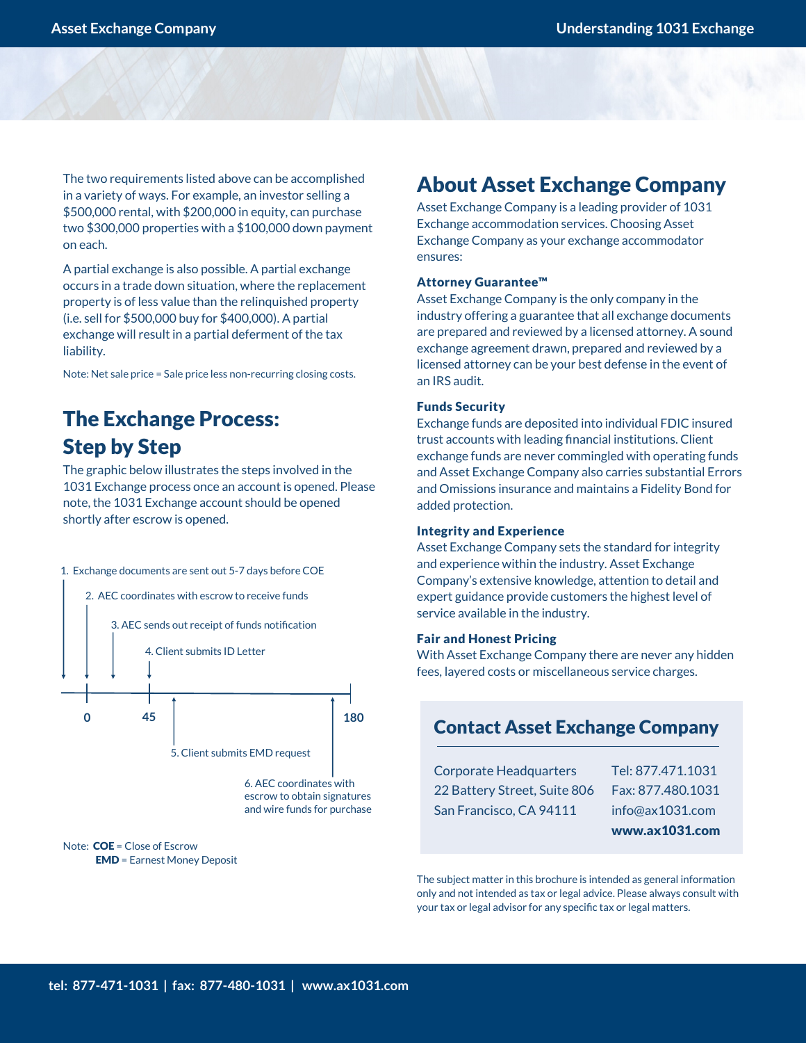The two requirements listed above can be accomplished in a variety of ways. For example, an investor selling a $500,000 rental, with $200,000 in equity, can purchase two $300,000 properties with a $100,000 down payment on each.

A partial exchange is also possible. A partial exchange occurs in a trade down situation, where the replacement property is of less value than the relinquished property (i.e. sell for $500,000 buy for $400,000). A partial exchange will result in a partial deferment of the tax liability.

Note: Net sale price = Sale price less non-recurring closing costs.

## The Exchange Process: Step by Step

The graphic below illustrates the steps involved in the 1031 Exchange process once an account is opened. Please note, the 1031 Exchange account should be opened shortly after escrow is opened.

1. Exchange documents are sent out 5-7 days before COE
2. AEC coordinates with escrow to receive funds
3. AEC sends out receipt of funds notification
4. Client submits ID Letter

0
45
180

5. Client submits EMD request
6. AEC coordinates with escrow to obtain signatures and wire funds for purchase

Note: **COE** = Close of Escrow
**EMD** = Earnest Money Deposit

## About Asset Exchange Company

Asset Exchange Company is a leading provider of 1031 Exchange accommodation services. Choosing Asset Exchange Company as your exchange accommodator ensures:

**Attorney Guarantee™**
Asset Exchange Company is the only company in the industry offering a guarantee that all exchange documents are prepared and reviewed by a licensed attorney. A sound exchange agreement drawn, prepared and reviewed by a licensed attorney can be your best defense in the event of an IRS audit.

**Funds Security**
Exchange funds are deposited into individual FDIC insured trust accounts with leading financial institutions. Client exchange funds are never commingled with operating funds and Asset Exchange Company also carries substantial Errors and Omissions insurance and maintains a Fidelity Bond for added protection.

**Integrity and Experience**
Asset Exchange Company sets the standard for integrity and experience within the industry. Asset Exchange Company's extensive knowledge, attention to detail and expert guidance provide customers the highest level of service available in the industry.

**Fair and Honest Pricing**
With Asset Exchange Company there are never any hidden fees, layered costs or miscellaneous service charges.

## Contact Asset Exchange Company

Corporate Headquarters
22 Battery Street, Suite 806
San Francisco, CA 94111

Tel: 877.471.1031
Fax: 877.480.1031
info@ax1031.com
**www.ax1031.com**

The subject matter in this brochure is intended as general information only and not intended as tax or legal advice. Please always consult with your tax or legal advisor for any specific tax or legal matters.